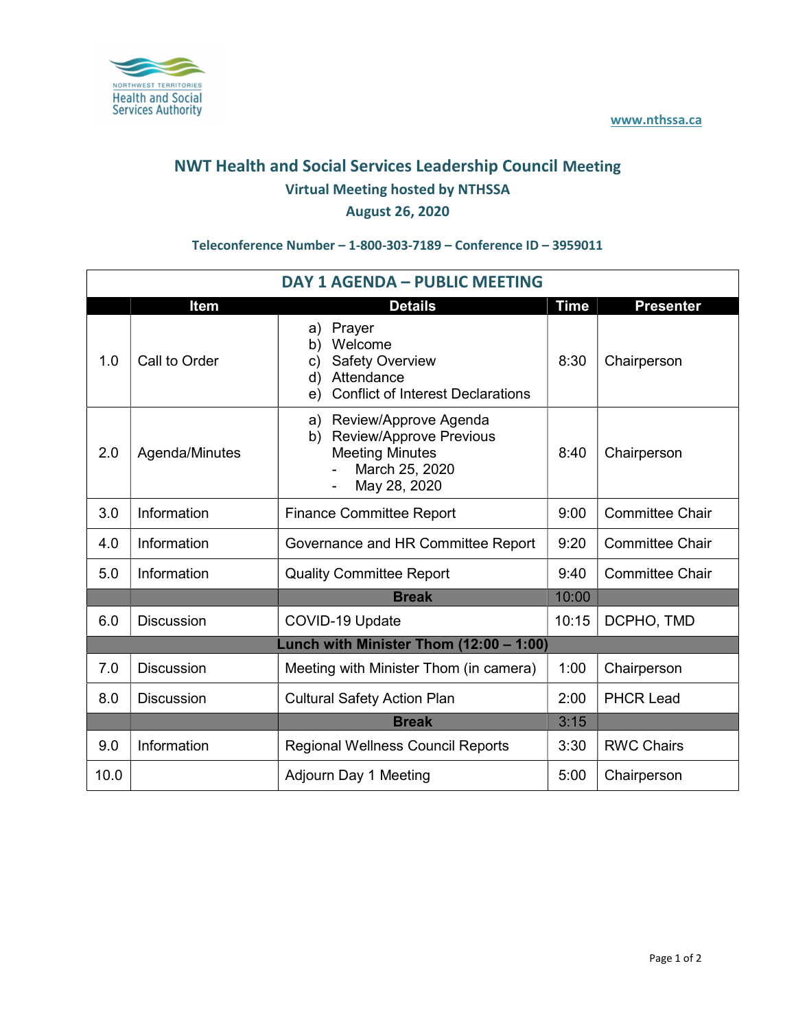Northwest Territories Health and Social Services Authority

www.nthssa.ca

# NWT Health and Social Services Leadership Council Meeting

## Virtual Meeting hosted by NTHSSA

## August 26, 2020

**Teleconference Number – 1-800-303-7189 – Conference ID – 3959011**

| DAY 1 AGENDA – PUBLIC MEETING | | | | |
|---|---|---|---|---|
| | **Item** | **Details** | **Time** | **Presenter** |
| 1.0 | Call to Order | a) Prayer<br>b) Welcome<br>c) Safety Overview<br>d) Attendance<br>e) Conflict of Interest Declarations | 8:30 | Chairperson |
| 2.0 | Agenda/Minutes | a) Review/Approve Agenda<br>b) Review/Approve Previous Meeting Minutes<br>- March 25, 2020<br>- May 28, 2020 | 8:40 | Chairperson |
| 3.0 | Information | Finance Committee Report | 9:00 | Committee Chair |
| 4.0 | Information | Governance and HR Committee Report | 9:20 | Committee Chair |
| 5.0 | Information | Quality Committee Report | 9:40 | Committee Chair |
| | | **Break** | 10:00 | |
| 6.0 | Discussion | COVID-19 Update | 10:15 | DCPHO, TMD |
| **Lunch with Minister Thom (12:00 – 1:00)** | | | | |
| 7.0 | Discussion | Meeting with Minister Thom (in camera) | 1:00 | Chairperson |
| 8.0 | Discussion | Cultural Safety Action Plan | 2:00 | PHCR Lead |
| | | **Break** | 3:15 | |
| 9.0 | Information | Regional Wellness Council Reports | 3:30 | RWC Chairs |
| 10.0 | | Adjourn Day 1 Meeting | 5:00 | Chairperson |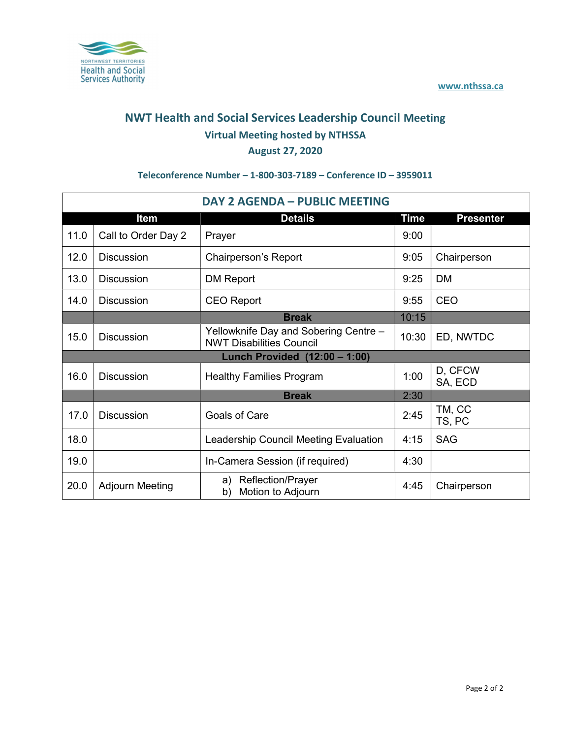NORTHWEST TERRITORIES Health and Social Services Authority

www.nthssa.ca

# NWT Health and Social Services Leadership Council Meeting

## Virtual Meeting hosted by NTHSSA

## August 27, 2020

**Teleconference Number – 1-800-303-7189 – Conference ID – 3959011**

| DAY 2 AGENDA – PUBLIC MEETING | | | | |
|---|---|---|---|---|
| **Item** | | **Details** | **Time** | **Presenter** |
| 11.0 | Call to Order Day 2 | Prayer | 9:00 | |
| 12.0 | Discussion | Chairperson's Report | 9:05 | Chairperson |
| 13.0 | Discussion | DM Report | 9:25 | DM |
| 14.0 | Discussion | CEO Report | 9:55 | CEO |
| | | **Break** | 10:15 | |
| 15.0 | Discussion | Yellowknife Day and Sobering Centre – NWT Disabilities Council | 10:30 | ED, NWTDC |
| **Lunch Provided (12:00 – 1:00)** | | | | |
| 16.0 | Discussion | Healthy Families Program | 1:00 | D, CFCW SA, ECD |
| | | **Break** | 2:30 | |
| 17.0 | Discussion | Goals of Care | 2:45 | TM, CC TS, PC |
| 18.0 | | Leadership Council Meeting Evaluation | 4:15 | SAG |
| 19.0 | | In-Camera Session (if required) | 4:30 | |
| 20.0 | Adjourn Meeting | a) Reflection/Prayer b) Motion to Adjourn | 4:45 | Chairperson |